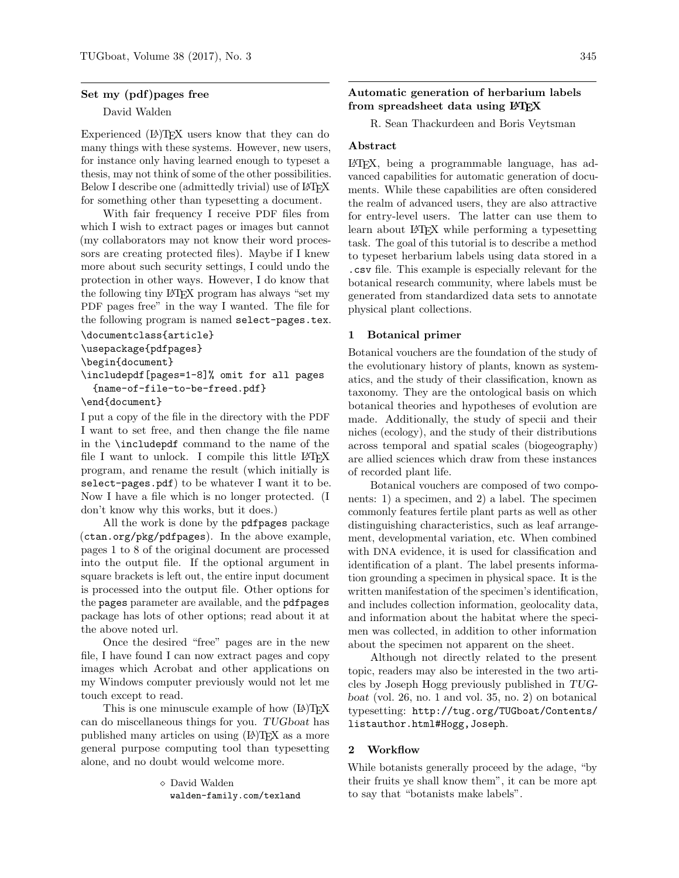## Set my (pdf)pages free

David Walden

Experienced (LA)TEX users know that they can do many things with these systems. However, new users, for instance only having learned enough to typeset a thesis, may not think of some of the other possibilities. Below I describe one (admittedly trivial) use of LATEX for something other than typesetting a document.

With fair frequency I receive PDF files from which I wish to extract pages or images but cannot (my collaborators may not know their word processors are creating protected files). Maybe if I knew more about such security settings, I could undo the protection in other ways. However, I do know that the following tiny LATEX program has always "set my PDF pages free" in the way I wanted. The file for the following program is named `select-pages.tex`.

```
\documentclass{article}
\usepackage{pdfpages}
\begin{document}
\includepdf[pages=1-8]% omit for all pages
  {name-of-file-to-be-freed.pdf}
\end{document}
```

I put a copy of the file in the directory with the PDF I want to set free, and then change the file name in the `\includepdf` command to the name of the file I want to unlock. I compile this little LATEX program, and rename the result (which initially is `select-pages.pdf`) to be whatever I want it to be. Now I have a file which is no longer protected. (I don't know why this works, but it does.)

All the work is done by the `pdfpages` package (`ctan.org/pkg/pdfpages`). In the above example, pages 1 to 8 of the original document are processed into the output file. If the optional argument in square brackets is left out, the entire input document is processed into the output file. Other options for the `pages` parameter are available, and the `pdfpages` package has lots of other options; read about it at the above noted url.

Once the desired "free" pages are in the new file, I have found I can now extract pages and copy images which Acrobat and other applications on my Windows computer previously would not let me touch except to read.

This is one minuscule example of how (LA)TEX can do miscellaneous things for you. *TUGboat* has published many articles on using (LA)TEX as a more general purpose computing tool than typesetting alone, and no doubt would welcome more.

⋄ David Walden
`walden-family.com/texland`

## Automatic generation of herbarium labels from spreadsheet data using LATEX

R. Sean Thackurdeen and Boris Veytsman

### Abstract

LATEX, being a programmable language, has advanced capabilities for automatic generation of documents. While these capabilities are often considered the realm of advanced users, they are also attractive for entry-level users. The latter can use them to learn about LATEX while performing a typesetting task. The goal of this tutorial is to describe a method to typeset herbarium labels using data stored in a `.csv` file. This example is especially relevant for the botanical research community, where labels must be generated from standardized data sets to annotate physical plant collections.

### 1 Botanical primer

Botanical vouchers are the foundation of the study of the evolutionary history of plants, known as systematics, and the study of their classification, known as taxonomy. They are the ontological basis on which botanical theories and hypotheses of evolution are made. Additionally, the study of specii and their niches (ecology), and the study of their distributions across temporal and spatial scales (biogeography) are allied sciences which draw from these instances of recorded plant life.

Botanical vouchers are composed of two components: 1) a specimen, and 2) a label. The specimen commonly features fertile plant parts as well as other distinguishing characteristics, such as leaf arrangement, developmental variation, etc. When combined with DNA evidence, it is used for classification and identification of a plant. The label presents information grounding a specimen in physical space. It is the written manifestation of the specimen's identification, and includes collection information, geolocality data, and information about the habitat where the specimen was collected, in addition to other information about the specimen not apparent on the sheet.

Although not directly related to the present topic, readers may also be interested in the two articles by Joseph Hogg previously published in *TUGboat* (vol. 26, no. 1 and vol. 35, no. 2) on botanical typesetting: `http://tug.org/TUGboat/Contents/listauthor.html#Hogg,Joseph`.

### 2 Workflow

While botanists generally proceed by the adage, "by their fruits ye shall know them", it can be more apt to say that "botanists make labels".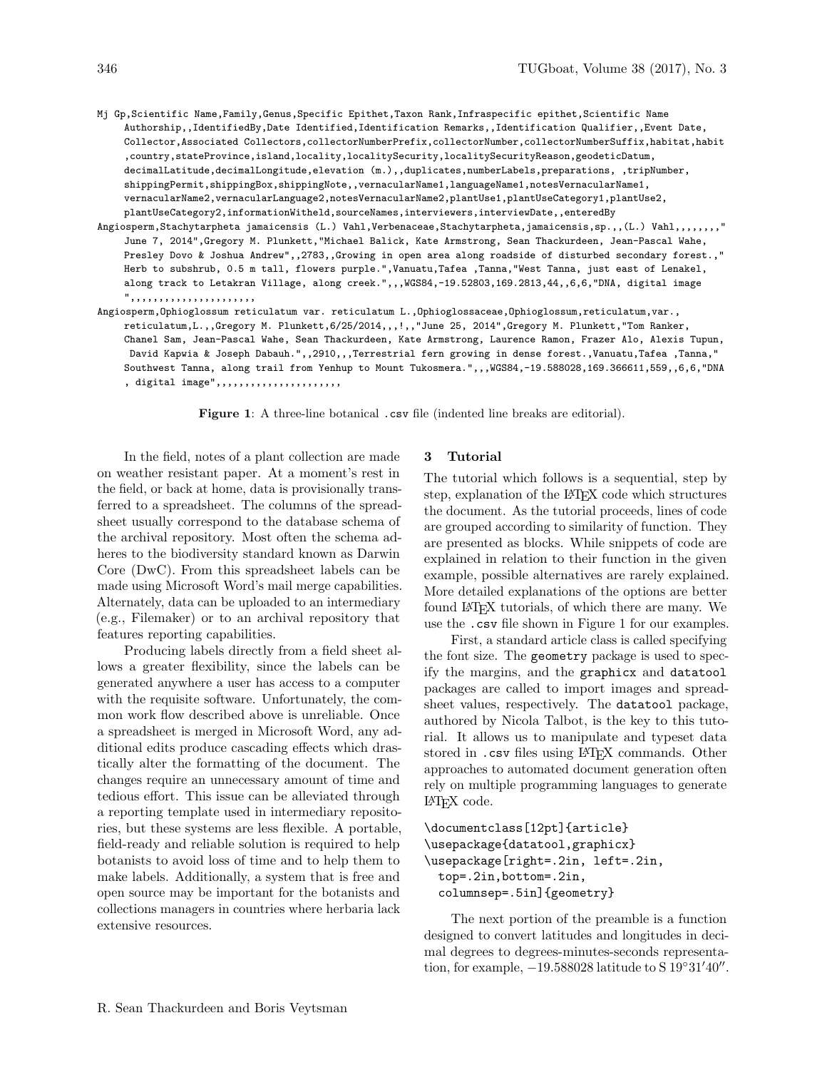```
Mj Gp,Scientific Name,Family,Genus,Specific Epithet,Taxon Rank,Infraspecific epithet,Scientific Name
    Authorship,,IdentifiedBy,Date Identified,Identification Remarks,,Identification Qualifier,,Event Date,
    Collector,Associated Collectors,collectorNumberPrefix,collectorNumber,collectorNumberSuffix,habitat,habit
    ,country,stateProvince,island,locality,localitySecurity,localitySecurityReason,geodeticDatum,
    decimalLatitude,decimalLongitude,elevation (m.),,duplicates,numberLabels,preparations, ,tripNumber,
    shippingPermit,shippingBox,shippingNote,,vernacularName1,languageName1,notesVernacularName1,
    vernacularName2,vernacularLanguage2,notesVernacularName2,plantUse1,plantUseCategory1,plantUse2,
    plantUseCategory2,informationWitheld,sourceNames,interviewers,interviewDate,,enteredBy
Angiosperm,Stachytarpheta jamaicensis (L.) Vahl,Verbenaceae,Stachytarpheta,jamaicensis,sp.,,(L.) Vahl,,,,,,,,"
    June 7, 2014",Gregory M. Plunkett,"Michael Balick, Kate Armstrong, Sean Thackurdeen, Jean-Pascal Wahe,
    Presley Dovo & Joshua Andrew",,2783,,Growing in open area along roadside of disturbed secondary forest.,"
    Herb to subshrub, 0.5 m tall, flowers purple.",Vanuatu,Tafea ,Tanna,"West Tanna, just east of Lenakel,
    along track to Letakran Village, along creek.",,,WGS84,-19.52803,169.2813,44,,6,6,"DNA, digital image
    ",,,,,,,,,,,,,,,,,,,,,,
Angiosperm,Ophioglossum reticulatum var. reticulatum L.,Ophioglossaceae,Ophioglossum,reticulatum,var.,
    reticulatum,L.,,Gregory M. Plunkett,6/25/2014,,,!,,"June 25, 2014",Gregory M. Plunkett,"Tom Ranker,
    Chanel Sam, Jean-Pascal Wahe, Sean Thackurdeen, Kate Armstrong, Laurence Ramon, Frazer Alo, Alexis Tupun,
     David Kapwia & Joseph Dabauh.",,2910,,,Terrestrial fern growing in dense forest.,Vanuatu,Tafea ,Tanna,"
    Southwest Tanna, along trail from Yenhup to Mount Tukosmera.",,,WGS84,-19.588028,169.366611,559,,6,6,"DNA
    , digital image",,,,,,,,,,,,,,,,,,,,,,
```

**Figure 1**: A three-line botanical `.csv` file (indented line breaks are editorial).

In the field, notes of a plant collection are made on weather resistant paper. At a moment's rest in the field, or back at home, data is provisionally transferred to a spreadsheet. The columns of the spreadsheet usually correspond to the database schema of the archival repository. Most often the schema adheres to the biodiversity standard known as Darwin Core (DwC). From this spreadsheet labels can be made using Microsoft Word's mail merge capabilities. Alternately, data can be uploaded to an intermediary (e.g., Filemaker) or to an archival repository that features reporting capabilities.

Producing labels directly from a field sheet allows a greater flexibility, since the labels can be generated anywhere a user has access to a computer with the requisite software. Unfortunately, the common work flow described above is unreliable. Once a spreadsheet is merged in Microsoft Word, any additional edits produce cascading effects which drastically alter the formatting of the document. The changes require an unnecessary amount of time and tedious effort. This issue can be alleviated through a reporting template used in intermediary repositories, but these systems are less flexible. A portable, field-ready and reliable solution is required to help botanists to avoid loss of time and to help them to make labels. Additionally, a system that is free and open source may be important for the botanists and collections managers in countries where herbaria lack extensive resources.

## 3 Tutorial

The tutorial which follows is a sequential, step by step, explanation of the LaTeX code which structures the document. As the tutorial proceeds, lines of code are grouped according to similarity of function. They are presented as blocks. While snippets of code are explained in relation to their function in the given example, possible alternatives are rarely explained. More detailed explanations of the options are better found LaTeX tutorials, of which there are many. We use the `.csv` file shown in Figure 1 for our examples.

First, a standard article class is called specifying the font size. The `geometry` package is used to specify the margins, and the `graphicx` and `datatool` packages are called to import images and spreadsheet values, respectively. The `datatool` package, authored by Nicola Talbot, is the key to this tutorial. It allows us to manipulate and typeset data stored in `.csv` files using LaTeX commands. Other approaches to automated document generation often rely on multiple programming languages to generate LaTeX code.

```
\documentclass[12pt]{article}
\usepackage{datatool,graphicx}
\usepackage[right=.2in, left=.2in,
  top=.2in,bottom=.2in,
  columnsep=.5in]{geometry}
```

The next portion of the preamble is a function designed to convert latitudes and longitudes in decimal degrees to degrees-minutes-seconds representation, for example, $-19.588028$ latitude to S $19^\circ 31' 40''$.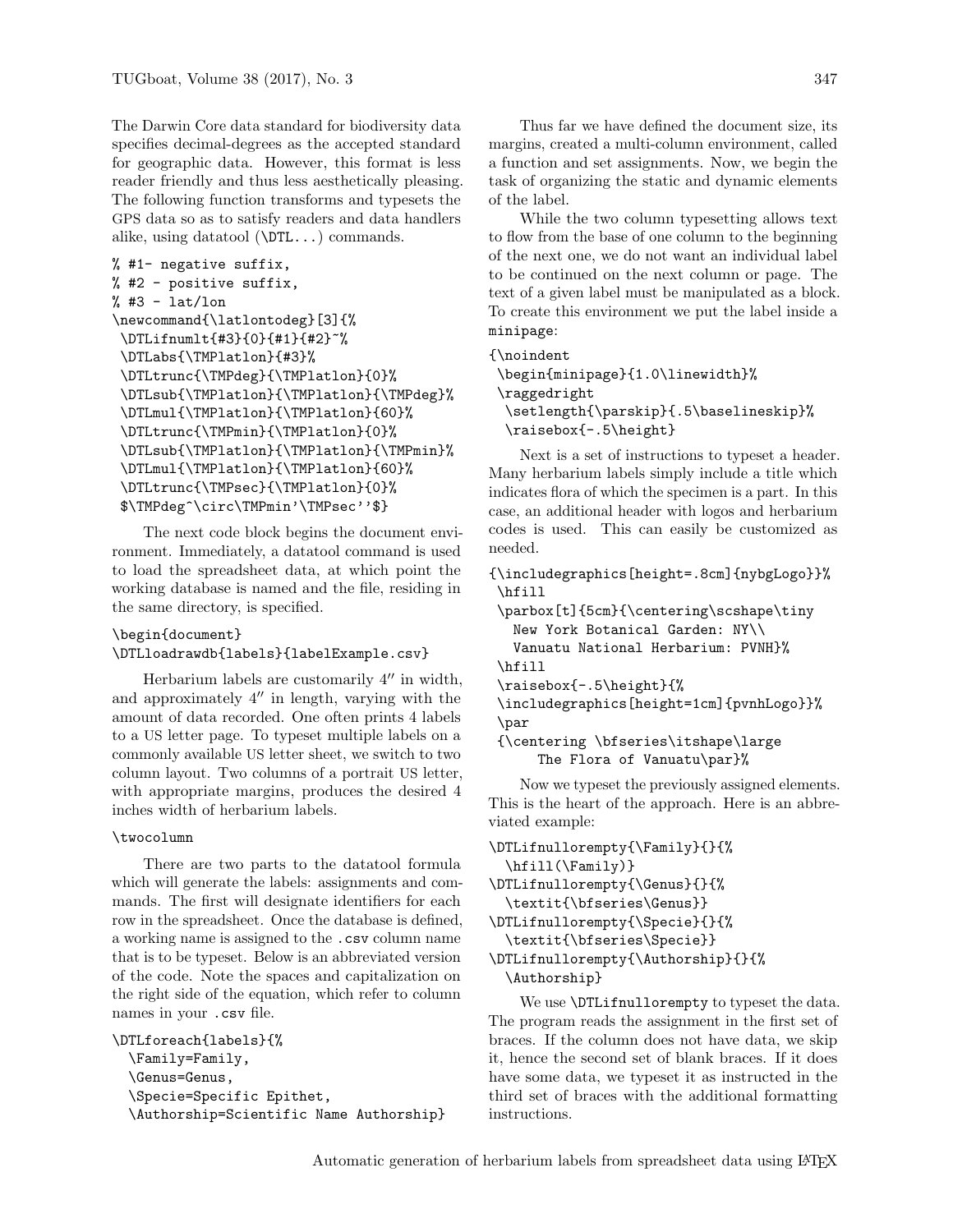The Darwin Core data standard for biodiversity data specifies decimal-degrees as the accepted standard for geographic data. However, this format is less reader friendly and thus less aesthetically pleasing. The following function transforms and typesets the GPS data so as to satisfy readers and data handlers alike, using datatool (`\DTL...`) commands.

```
% #1- negative suffix,
% #2 - positive suffix,
% #3 - lat/lon
\newcommand{\latlontodeg}[3]{%
 \DTLifnumlt{#3}{0}{#1}{#2}~%
 \DTLabs{\TMPlatlon}{#3}%
 \DTLtrunc{\TMPdeg}{\TMPlatlon}{0}%
 \DTLsub{\TMPlatlon}{\TMPlatlon}{\TMPdeg}%
 \DTLmul{\TMPlatlon}{\TMPlatlon}{60}%
 \DTLtrunc{\TMPmin}{\TMPlatlon}{0}%
 \DTLsub{\TMPlatlon}{\TMPlatlon}{\TMPmin}%
 \DTLmul{\TMPlatlon}{\TMPlatlon}{60}%
 \DTLtrunc{\TMPsec}{\TMPlatlon}{0}%
 $\TMPdeg^\circ\TMPmin'\TMPsec''$}
```

The next code block begins the document environment. Immediately, a datatool command is used to load the spreadsheet data, at which point the working database is named and the file, residing in the same directory, is specified.

```
\begin{document}
\DTLloadrawdb{labels}{labelExample.csv}
```

Herbarium labels are customarily 4″ in width, and approximately 4″ in length, varying with the amount of data recorded. One often prints 4 labels to a US letter page. To typeset multiple labels on a commonly available US letter sheet, we switch to two column layout. Two columns of a portrait US letter, with appropriate margins, produces the desired 4 inches width of herbarium labels.

```
\twocolumn
```

There are two parts to the datatool formula which will generate the labels: assignments and commands. The first will designate identifiers for each row in the spreadsheet. Once the database is defined, a working name is assigned to the .csv column name that is to be typeset. Below is an abbreviated version of the code. Note the spaces and capitalization on the right side of the equation, which refer to column names in your .csv file.

```
\DTLforeach{labels}{%
  \Family=Family,
  \Genus=Genus,
  \Specie=Specific Epithet,
  \Authorship=Scientific Name Authorship}
```

Thus far we have defined the document size, its margins, created a multi-column environment, called a function and set assignments. Now, we begin the task of organizing the static and dynamic elements of the label.

While the two column typesetting allows text to flow from the base of one column to the beginning of the next one, we do not want an individual label to be continued on the next column or page. The text of a given label must be manipulated as a block. To create this environment we put the label inside a `minipage`:

```
{\noindent
 \begin{minipage}{1.0\linewidth}%
 \raggedright
  \setlength{\parskip}{.5\baselineskip}%
  \raisebox{-.5\height}
```

Next is a set of instructions to typeset a header. Many herbarium labels simply include a title which indicates flora of which the specimen is a part. In this case, an additional header with logos and herbarium codes is used. This can easily be customized as needed.

```
{\includegraphics[height=.8cm]{nybgLogo}}%
 \hfill
 \parbox[t]{5cm}{\centering\scshape\tiny
   New York Botanical Garden: NY\\
   Vanuatu National Herbarium: PVNH}%
 \hfill
 \raisebox{-.5\height}{%
 \includegraphics[height=1cm]{pvnhLogo}}%
 \par
 {\centering \bfseries\itshape\large
      The Flora of Vanuatu\par}%
```

Now we typeset the previously assigned elements. This is the heart of the approach. Here is an abbreviated example:

```
\DTLifnullorempty{\Family}{}{%
  \hfill(\Family)}
\DTLifnullorempty{\Genus}{}{%
  \textit{\bfseries\Genus}}
\DTLifnullorempty{\Specie}{}{%
  \textit{\bfseries\Specie}}
\DTLifnullorempty{\Authorship}{}{%
  \Authorship}
```

We use `\DTLifnullorempty` to typeset the data. The program reads the assignment in the first set of braces. If the column does not have data, we skip it, hence the second set of blank braces. If it does have some data, we typeset it as instructed in the third set of braces with the additional formatting instructions.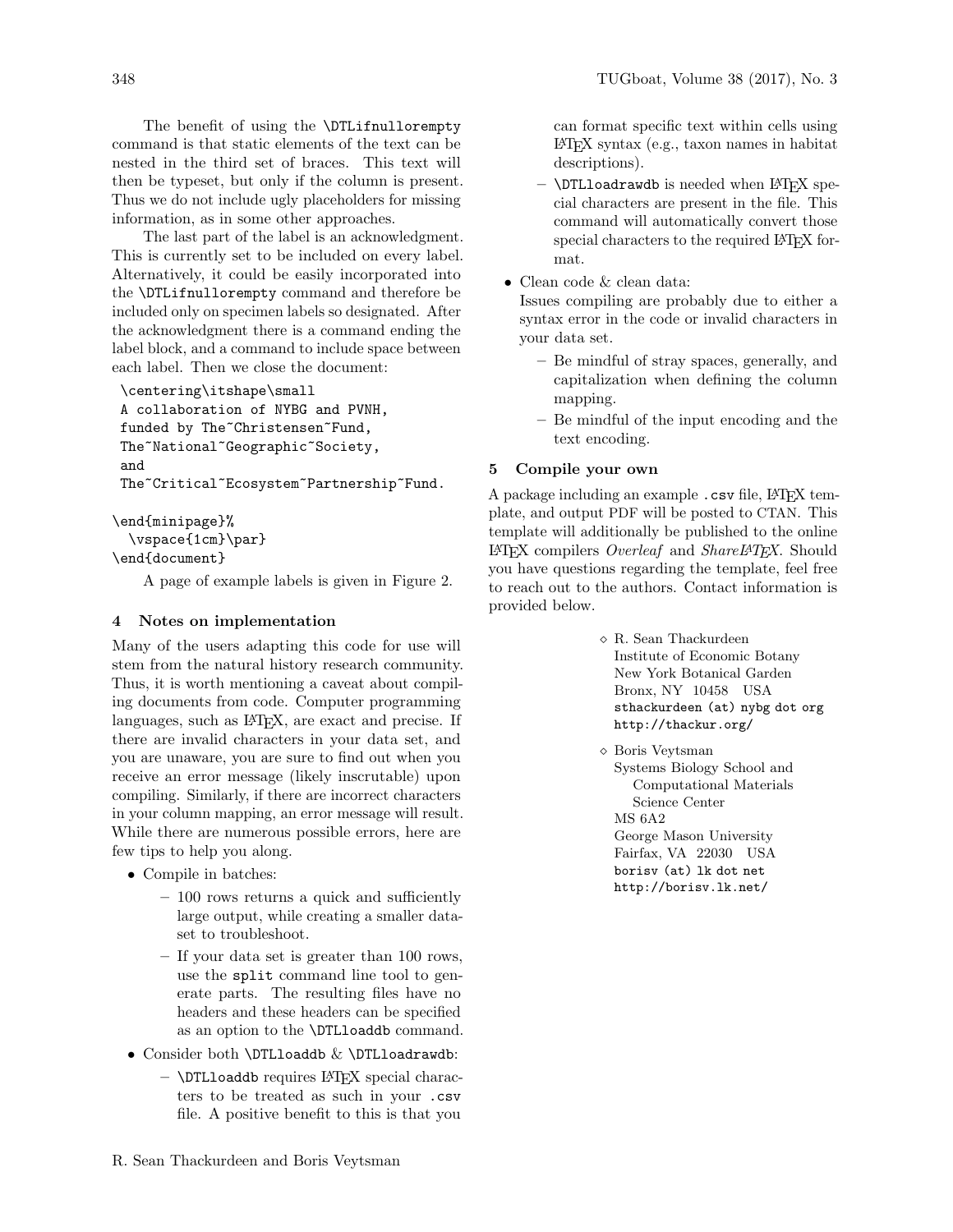The benefit of using the `\DTLifnullorempty` command is that static elements of the text can be nested in the third set of braces. This text will then be typeset, but only if the column is present. Thus we do not include ugly placeholders for missing information, as in some other approaches.

The last part of the label is an acknowledgment. This is currently set to be included on every label. Alternatively, it could be easily incorporated into the `\DTLifnullorempty` command and therefore be included only on specimen labels so designated. After the acknowledgment there is a command ending the label block, and a command to include space between each label. Then we close the document:

```
\centering\itshape\small
A collaboration of NYBG and PVNH,
funded by The~Christensen~Fund,
The~National~Geographic~Society,
and
The~Critical~Ecosystem~Partnership~Fund.

\end{minipage}%
  \vspace{1cm}\par}
\end{document}
```

A page of example labels is given in Figure 2.

## 4 Notes on implementation

Many of the users adapting this code for use will stem from the natural history research community. Thus, it is worth mentioning a caveat about compiling documents from code. Computer programming languages, such as LaTeX, are exact and precise. If there are invalid characters in your data set, and you are unaware, you are sure to find out when you receive an error message (likely inscrutable) upon compiling. Similarly, if there are incorrect characters in your column mapping, an error message will result. While there are numerous possible errors, here are few tips to help you along.

- Compile in batches:
  - 100 rows returns a quick and sufficiently large output, while creating a smaller dataset to troubleshoot.
  - If your data set is greater than 100 rows, use the `split` command line tool to generate parts. The resulting files have no headers and these headers can be specified as an option to the `\DTLloaddb` command.
- Consider both `\DTLloaddb` & `\DTLloadrawdb`:
  - `\DTLloaddb` requires LaTeX special characters to be treated as such in your `.csv` file. A positive benefit to this is that you can format specific text within cells using LaTeX syntax (e.g., taxon names in habitat descriptions).
  - `\DTLloadrawdb` is needed when LaTeX special characters are present in the file. This command will automatically convert those special characters to the required LaTeX format.
- Clean code & clean data:
  Issues compiling are probably due to either a syntax error in the code or invalid characters in your data set.
  - Be mindful of stray spaces, generally, and capitalization when defining the column mapping.
  - Be mindful of the input encoding and the text encoding.

## 5 Compile your own

A package including an example `.csv` file, LaTeX template, and output PDF will be posted to CTAN. This template will additionally be published to the online LaTeX compilers *Overleaf* and *ShareLaTeX*. Should you have questions regarding the template, feel free to reach out to the authors. Contact information is provided below.

◇ R. Sean Thackurdeen
Institute of Economic Botany
New York Botanical Garden
Bronx, NY 10458 USA
`sthackurdeen (at) nybg dot org`
`http://thackur.org/`

◇ Boris Veytsman
Systems Biology School and
Computational Materials
Science Center
MS 6A2
George Mason University
Fairfax, VA 22030 USA
`borisv (at) lk dot net`
`http://borisv.lk.net/`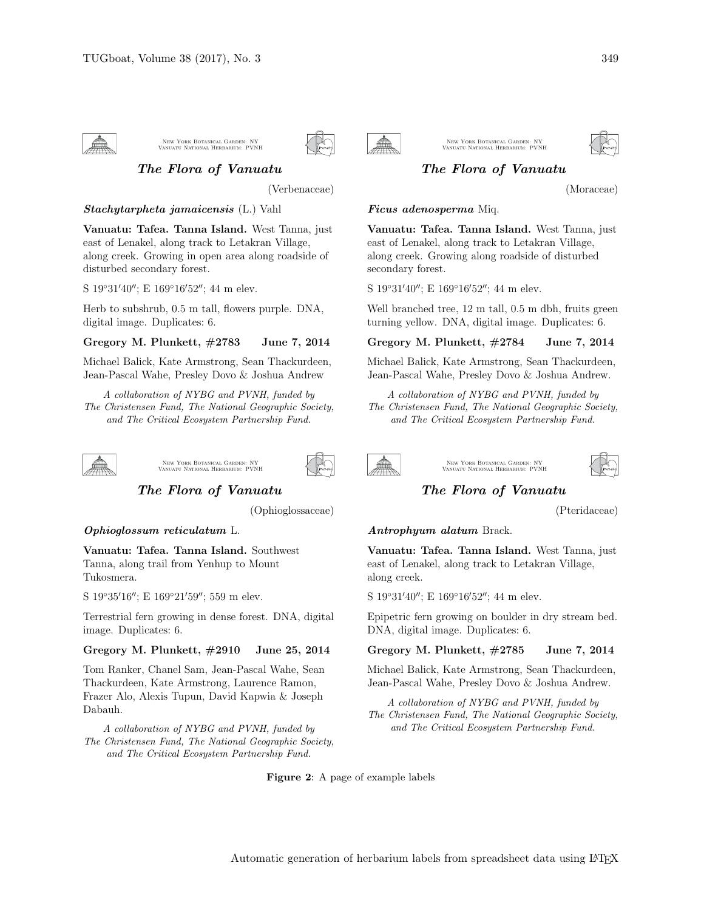New York Botanical Garden: NY
Vanuatu National Herbarium: PVNH

***The Flora of Vanuatu***

(Verbenaceae)

***Stachytarpheta jamaicensis*** (L.) Vahl

**Vanuatu: Tafea. Tanna Island.** West Tanna, just east of Lenakel, along track to Letakran Village, along creek. Growing in open area along roadside of disturbed secondary forest.

S 19°31′40″; E 169°16′52″; 44 m elev.

Herb to subshrub, 0.5 m tall, flowers purple. DNA, digital image. Duplicates: 6.

**Gregory M. Plunkett, #2783 June 7, 2014**

Michael Balick, Kate Armstrong, Sean Thackurdeen, Jean-Pascal Wahe, Presley Dovo & Joshua Andrew

*A collaboration of NYBG and PVNH, funded by The Christensen Fund, The National Geographic Society, and The Critical Ecosystem Partnership Fund.*

---

New York Botanical Garden: NY
Vanuatu National Herbarium: PVNH

***The Flora of Vanuatu***

(Ophioglossaceae)

***Ophioglossum reticulatum*** L.

**Vanuatu: Tafea. Tanna Island.** Southwest Tanna, along trail from Yenhup to Mount Tukosmera.

S 19°35′16″; E 169°21′59″; 559 m elev.

Terrestrial fern growing in dense forest. DNA, digital image. Duplicates: 6.

**Gregory M. Plunkett, #2910 June 25, 2014**

Tom Ranker, Chanel Sam, Jean-Pascal Wahe, Sean Thackurdeen, Kate Armstrong, Laurence Ramon, Frazer Alo, Alexis Tupun, David Kapwia & Joseph Dabauh.

*A collaboration of NYBG and PVNH, funded by The Christensen Fund, The National Geographic Society, and The Critical Ecosystem Partnership Fund.*

---

New York Botanical Garden: NY
Vanuatu National Herbarium: PVNH

***The Flora of Vanuatu***

(Moraceae)

***Ficus adenosperma*** Miq.

**Vanuatu: Tafea. Tanna Island.** West Tanna, just east of Lenakel, along track to Letakran Village, along creek. Growing along roadside of disturbed secondary forest.

S 19°31′40″; E 169°16′52″; 44 m elev.

Well branched tree, 12 m tall, 0.5 m dbh, fruits green turning yellow. DNA, digital image. Duplicates: 6.

**Gregory M. Plunkett, #2784 June 7, 2014**

Michael Balick, Kate Armstrong, Sean Thackurdeen, Jean-Pascal Wahe, Presley Dovo & Joshua Andrew.

*A collaboration of NYBG and PVNH, funded by The Christensen Fund, The National Geographic Society, and The Critical Ecosystem Partnership Fund.*

---

New York Botanical Garden: NY
Vanuatu National Herbarium: PVNH

***The Flora of Vanuatu***

(Pteridaceae)

***Antrophyum alatum*** Brack.

**Vanuatu: Tafea. Tanna Island.** West Tanna, just east of Lenakel, along track to Letakran Village, along creek.

S 19°31′40″; E 169°16′52″; 44 m elev.

Epipetric fern growing on boulder in dry stream bed. DNA, digital image. Duplicates: 6.

**Gregory M. Plunkett, #2785 June 7, 2014**

Michael Balick, Kate Armstrong, Sean Thackurdeen, Jean-Pascal Wahe, Presley Dovo & Joshua Andrew.

*A collaboration of NYBG and PVNH, funded by The Christensen Fund, The National Geographic Society, and The Critical Ecosystem Partnership Fund.*

**Figure 2**: A page of example labels